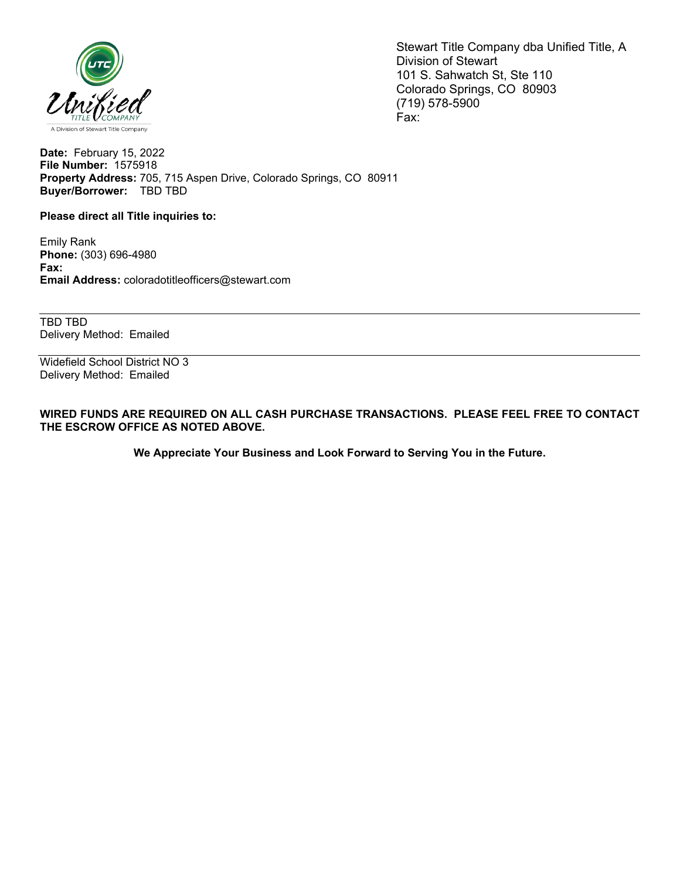Stewart Title Company dba Unified Title, A Division of Stewart
101 S. Sahwatch St, Ste 110
Colorado Springs, CO 80903
(719) 578-5900
Fax:

**Date:** February 15, 2022
**File Number:** 1575918
**Property Address:** 705, 715 Aspen Drive, Colorado Springs, CO 80911
**Buyer/Borrower:** TBD TBD

**Please direct all Title inquiries to:**

Emily Rank
**Phone:** (303) 696-4980
**Fax:**
**Email Address:** coloradotitleofficers@stewart.com

---

TBD TBD
Delivery Method: Emailed

---

Widefield School District NO 3
Delivery Method: Emailed

**WIRED FUNDS ARE REQUIRED ON ALL CASH PURCHASE TRANSACTIONS. PLEASE FEEL FREE TO CONTACT THE ESCROW OFFICE AS NOTED ABOVE.**

**We Appreciate Your Business and Look Forward to Serving You in the Future.**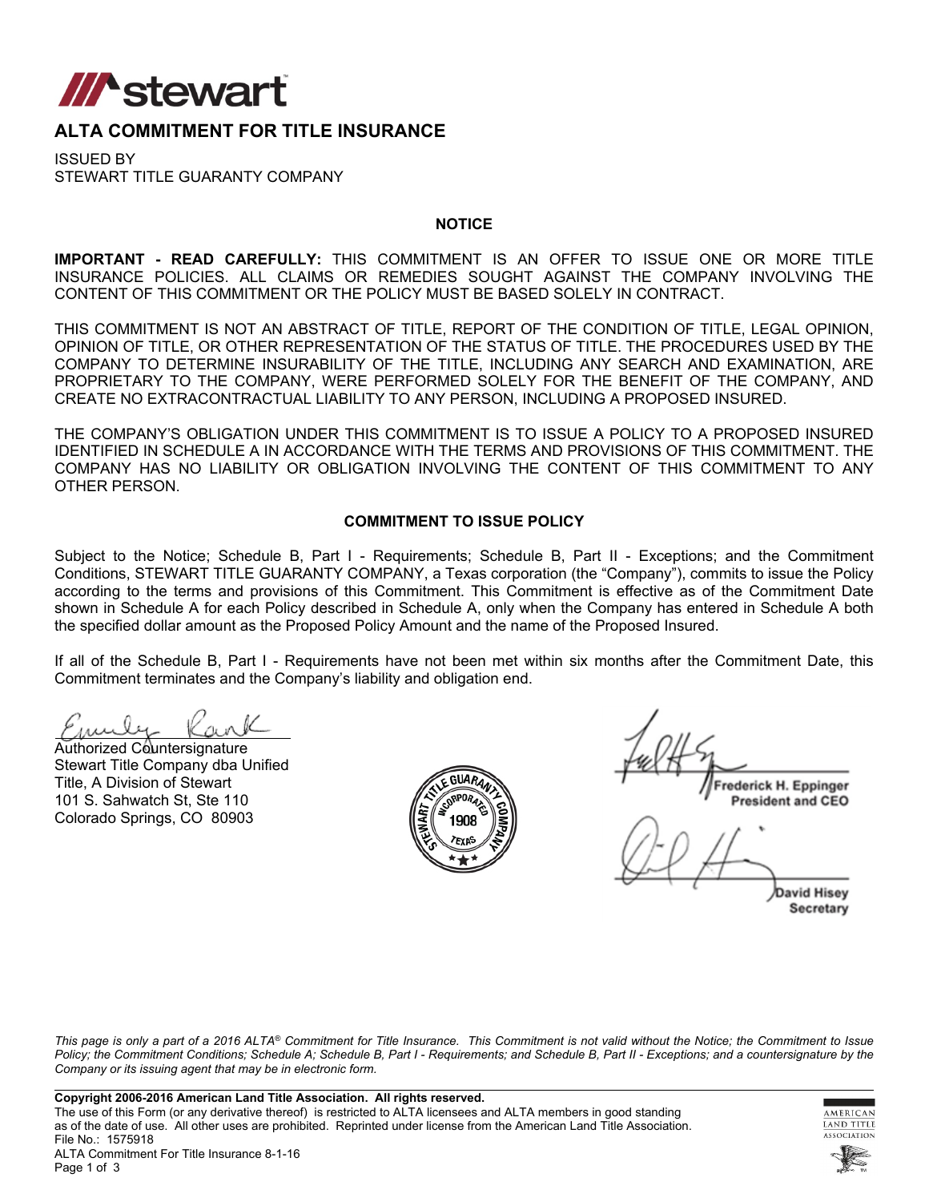# ALTA COMMITMENT FOR TITLE INSURANCE

ISSUED BY
STEWART TITLE GUARANTY COMPANY

### NOTICE

**IMPORTANT - READ CAREFULLY:** THIS COMMITMENT IS AN OFFER TO ISSUE ONE OR MORE TITLE INSURANCE POLICIES. ALL CLAIMS OR REMEDIES SOUGHT AGAINST THE COMPANY INVOLVING THE CONTENT OF THIS COMMITMENT OR THE POLICY MUST BE BASED SOLELY IN CONTRACT.

THIS COMMITMENT IS NOT AN ABSTRACT OF TITLE, REPORT OF THE CONDITION OF TITLE, LEGAL OPINION, OPINION OF TITLE, OR OTHER REPRESENTATION OF THE STATUS OF TITLE. THE PROCEDURES USED BY THE COMPANY TO DETERMINE INSURABILITY OF THE TITLE, INCLUDING ANY SEARCH AND EXAMINATION, ARE PROPRIETARY TO THE COMPANY, WERE PERFORMED SOLELY FOR THE BENEFIT OF THE COMPANY, AND CREATE NO EXTRACONTRACTUAL LIABILITY TO ANY PERSON, INCLUDING A PROPOSED INSURED.

THE COMPANY'S OBLIGATION UNDER THIS COMMITMENT IS TO ISSUE A POLICY TO A PROPOSED INSURED IDENTIFIED IN SCHEDULE A IN ACCORDANCE WITH THE TERMS AND PROVISIONS OF THIS COMMITMENT. THE COMPANY HAS NO LIABILITY OR OBLIGATION INVOLVING THE CONTENT OF THIS COMMITMENT TO ANY OTHER PERSON.

### COMMITMENT TO ISSUE POLICY

Subject to the Notice; Schedule B, Part I - Requirements; Schedule B, Part II - Exceptions; and the Commitment Conditions, STEWART TITLE GUARANTY COMPANY, a Texas corporation (the "Company"), commits to issue the Policy according to the terms and provisions of this Commitment. This Commitment is effective as of the Commitment Date shown in Schedule A for each Policy described in Schedule A, only when the Company has entered in Schedule A both the specified dollar amount as the Proposed Policy Amount and the name of the Proposed Insured.

If all of the Schedule B, Part I - Requirements have not been met within six months after the Commitment Date, this Commitment terminates and the Company's liability and obligation end.

Authorized Countersignature
Stewart Title Company dba Unified Title, A Division of Stewart
101 S. Sahwatch St, Ste 110
Colorado Springs, CO 80903

Frederick H. Eppinger
President and CEO

David Hisey
Secretary

*This page is only a part of a 2016 ALTA® Commitment for Title Insurance. This Commitment is not valid without the Notice; the Commitment to Issue Policy; the Commitment Conditions; Schedule A; Schedule B, Part I - Requirements; and Schedule B, Part II - Exceptions; and a countersignature by the Company or its issuing agent that may be in electronic form.*

**Copyright 2006-2016 American Land Title Association. All rights reserved.**
The use of this Form (or any derivative thereof) is restricted to ALTA licensees and ALTA members in good standing as of the date of use. All other uses are prohibited. Reprinted under license from the American Land Title Association.
File No.: 1575918
ALTA Commitment For Title Insurance 8-1-16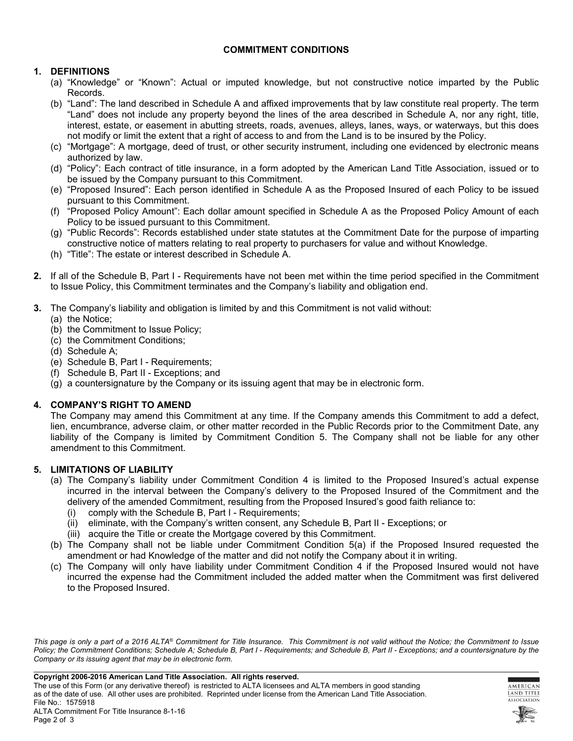## COMMITMENT CONDITIONS

### 1. DEFINITIONS

(a) "Knowledge" or "Known": Actual or imputed knowledge, but not constructive notice imparted by the Public Records.

(b) "Land": The land described in Schedule A and affixed improvements that by law constitute real property. The term "Land" does not include any property beyond the lines of the area described in Schedule A, nor any right, title, interest, estate, or easement in abutting streets, roads, avenues, alleys, lanes, ways, or waterways, but this does not modify or limit the extent that a right of access to and from the Land is to be insured by the Policy.

(c) "Mortgage": A mortgage, deed of trust, or other security instrument, including one evidenced by electronic means authorized by law.

(d) "Policy": Each contract of title insurance, in a form adopted by the American Land Title Association, issued or to be issued by the Company pursuant to this Commitment.

(e) "Proposed Insured": Each person identified in Schedule A as the Proposed Insured of each Policy to be issued pursuant to this Commitment.

(f) "Proposed Policy Amount": Each dollar amount specified in Schedule A as the Proposed Policy Amount of each Policy to be issued pursuant to this Commitment.

(g) "Public Records": Records established under state statutes at the Commitment Date for the purpose of imparting constructive notice of matters relating to real property to purchasers for value and without Knowledge.

(h) "Title": The estate or interest described in Schedule A.

**2.** If all of the Schedule B, Part I - Requirements have not been met within the time period specified in the Commitment to Issue Policy, this Commitment terminates and the Company's liability and obligation end.

**3.** The Company's liability and obligation is limited by and this Commitment is not valid without:

(a) the Notice;
(b) the Commitment to Issue Policy;
(c) the Commitment Conditions;
(d) Schedule A;
(e) Schedule B, Part I - Requirements;
(f) Schedule B, Part II - Exceptions; and
(g) a countersignature by the Company or its issuing agent that may be in electronic form.

### 4. COMPANY'S RIGHT TO AMEND

The Company may amend this Commitment at any time. If the Company amends this Commitment to add a defect, lien, encumbrance, adverse claim, or other matter recorded in the Public Records prior to the Commitment Date, any liability of the Company is limited by Commitment Condition 5. The Company shall not be liable for any other amendment to this Commitment.

### 5. LIMITATIONS OF LIABILITY

(a) The Company's liability under Commitment Condition 4 is limited to the Proposed Insured's actual expense incurred in the interval between the Company's delivery to the Proposed Insured of the Commitment and the delivery of the amended Commitment, resulting from the Proposed Insured's good faith reliance to:

(i) comply with the Schedule B, Part I - Requirements;
(ii) eliminate, with the Company's written consent, any Schedule B, Part II - Exceptions; or
(iii) acquire the Title or create the Mortgage covered by this Commitment.

(b) The Company shall not be liable under Commitment Condition 5(a) if the Proposed Insured requested the amendment or had Knowledge of the matter and did not notify the Company about it in writing.

(c) The Company will only have liability under Commitment Condition 4 if the Proposed Insured would not have incurred the expense had the Commitment included the added matter when the Commitment was first delivered to the Proposed Insured.

*This page is only a part of a 2016 ALTA® Commitment for Title Insurance. This Commitment is not valid without the Notice; the Commitment to Issue Policy; the Commitment Conditions; Schedule A; Schedule B, Part I - Requirements; and Schedule B, Part II - Exceptions; and a countersignature by the Company or its issuing agent that may be in electronic form.*

**Copyright 2006-2016 American Land Title Association. All rights reserved.**
The use of this Form (or any derivative thereof) is restricted to ALTA licensees and ALTA members in good standing as of the date of use. All other uses are prohibited. Reprinted under license from the American Land Title Association.
File No.: 1575918
ALTA Commitment For Title Insurance 8-1-16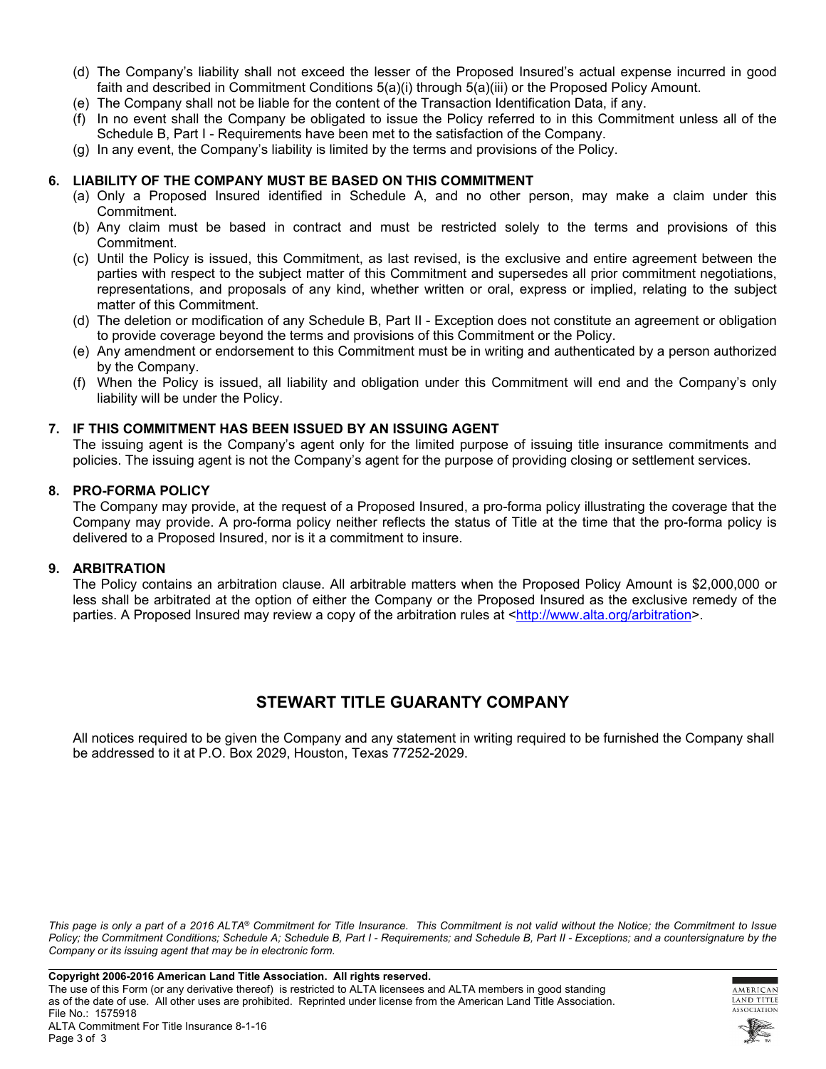(d) The Company's liability shall not exceed the lesser of the Proposed Insured's actual expense incurred in good faith and described in Commitment Conditions 5(a)(i) through 5(a)(iii) or the Proposed Policy Amount.
(e) The Company shall not be liable for the content of the Transaction Identification Data, if any.
(f) In no event shall the Company be obligated to issue the Policy referred to in this Commitment unless all of the Schedule B, Part I - Requirements have been met to the satisfaction of the Company.
(g) In any event, the Company's liability is limited by the terms and provisions of the Policy.

**6. LIABILITY OF THE COMPANY MUST BE BASED ON THIS COMMITMENT**

(a) Only a Proposed Insured identified in Schedule A, and no other person, may make a claim under this Commitment.
(b) Any claim must be based in contract and must be restricted solely to the terms and provisions of this Commitment.
(c) Until the Policy is issued, this Commitment, as last revised, is the exclusive and entire agreement between the parties with respect to the subject matter of this Commitment and supersedes all prior commitment negotiations, representations, and proposals of any kind, whether written or oral, express or implied, relating to the subject matter of this Commitment.
(d) The deletion or modification of any Schedule B, Part II - Exception does not constitute an agreement or obligation to provide coverage beyond the terms and provisions of this Commitment or the Policy.
(e) Any amendment or endorsement to this Commitment must be in writing and authenticated by a person authorized by the Company.
(f) When the Policy is issued, all liability and obligation under this Commitment will end and the Company's only liability will be under the Policy.

**7. IF THIS COMMITMENT HAS BEEN ISSUED BY AN ISSUING AGENT**

The issuing agent is the Company's agent only for the limited purpose of issuing title insurance commitments and policies. The issuing agent is not the Company's agent for the purpose of providing closing or settlement services.

**8. PRO-FORMA POLICY**

The Company may provide, at the request of a Proposed Insured, a pro-forma policy illustrating the coverage that the Company may provide. A pro-forma policy neither reflects the status of Title at the time that the pro-forma policy is delivered to a Proposed Insured, nor is it a commitment to insure.

**9. ARBITRATION**

The Policy contains an arbitration clause. All arbitrable matters when the Proposed Policy Amount is $2,000,000 or less shall be arbitrated at the option of either the Company or the Proposed Insured as the exclusive remedy of the parties. A Proposed Insured may review a copy of the arbitration rules at <http://www.alta.org/arbitration>.

## STEWART TITLE GUARANTY COMPANY

All notices required to be given the Company and any statement in writing required to be furnished the Company shall be addressed to it at P.O. Box 2029, Houston, Texas 77252-2029.

*This page is only a part of a 2016 ALTA® Commitment for Title Insurance. This Commitment is not valid without the Notice; the Commitment to Issue Policy; the Commitment Conditions; Schedule A; Schedule B, Part I - Requirements; and Schedule B, Part II - Exceptions; and a countersignature by the Company or its issuing agent that may be in electronic form.*

**Copyright 2006-2016 American Land Title Association. All rights reserved.**
The use of this Form (or any derivative thereof) is restricted to ALTA licensees and ALTA members in good standing as of the date of use. All other uses are prohibited. Reprinted under license from the American Land Title Association.
File No.: 1575918
ALTA Commitment For Title Insurance 8-1-16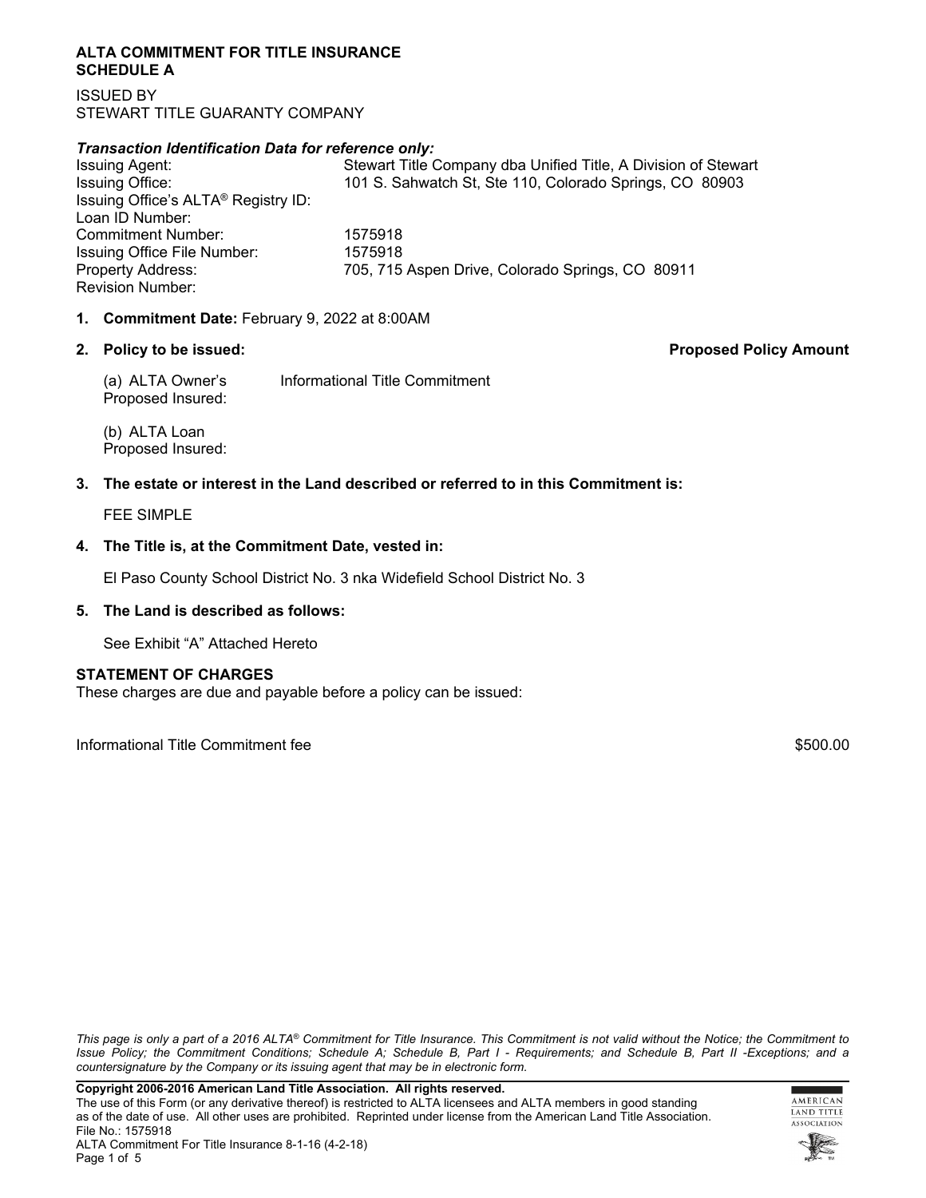**ALTA COMMITMENT FOR TITLE INSURANCE**
**SCHEDULE A**

ISSUED BY
STEWART TITLE GUARANTY COMPANY

***Transaction Identification Data for reference only:***

| | |
|---|---|
| Issuing Agent: | Stewart Title Company dba Unified Title, A Division of Stewart |
| Issuing Office: | 101 S. Sahwatch St, Ste 110, Colorado Springs, CO 80903 |
| Issuing Office's ALTA® Registry ID: | |
| Loan ID Number: | |
| Commitment Number: | 1575918 |
| Issuing Office File Number: | 1575918 |
| Property Address: | 705, 715 Aspen Drive, Colorado Springs, CO 80911 |
| Revision Number: | |

1. **Commitment Date:** February 9, 2022 at 8:00AM

2. **Policy to be issued:** **Proposed Policy Amount**

   (a) ALTA Owner's Informational Title Commitment
   Proposed Insured:

   (b) ALTA Loan
   Proposed Insured:

3. **The estate or interest in the Land described or referred to in this Commitment is:**

   FEE SIMPLE

4. **The Title is, at the Commitment Date, vested in:**

   El Paso County School District No. 3 nka Widefield School District No. 3

5. **The Land is described as follows:**

   See Exhibit "A" Attached Hereto

**STATEMENT OF CHARGES**
These charges are due and payable before a policy can be issued:

Informational Title Commitment fee $500.00

*This page is only a part of a 2016 ALTA® Commitment for Title Insurance. This Commitment is not valid without the Notice; the Commitment to Issue Policy; the Commitment Conditions; Schedule A; Schedule B, Part I - Requirements; and Schedule B, Part II -Exceptions; and a countersignature by the Company or its issuing agent that may be in electronic form.*

**Copyright 2006-2016 American Land Title Association. All rights reserved.**
The use of this Form (or any derivative thereof) is restricted to ALTA licensees and ALTA members in good standing as of the date of use. All other uses are prohibited. Reprinted under license from the American Land Title Association.
File No.: 1575918
ALTA Commitment For Title Insurance 8-1-16 (4-2-18)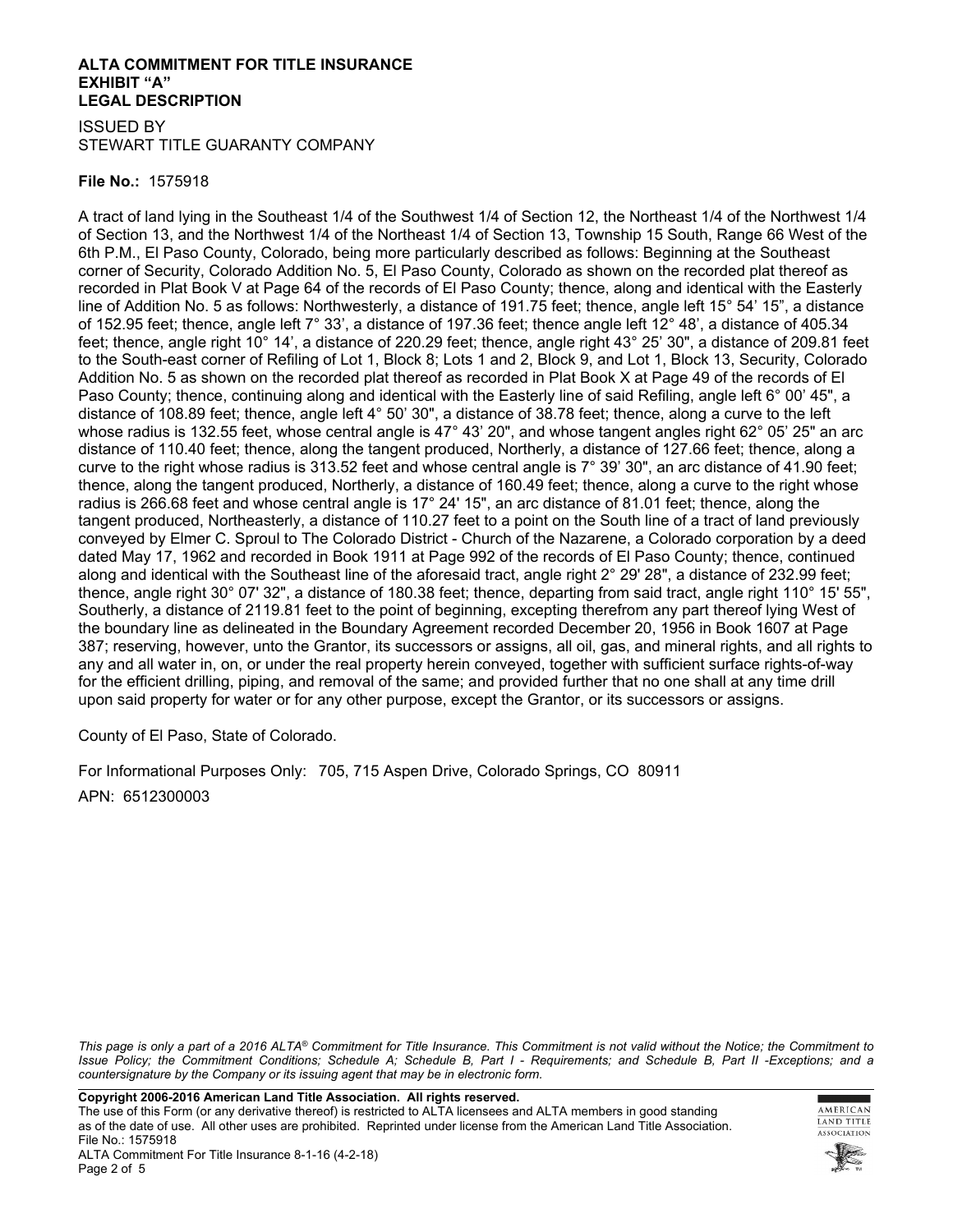**ALTA COMMITMENT FOR TITLE INSURANCE**
**EXHIBIT "A"**
**LEGAL DESCRIPTION**

ISSUED BY
STEWART TITLE GUARANTY COMPANY

**File No.:** 1575918

A tract of land lying in the Southeast 1/4 of the Southwest 1/4 of Section 12, the Northeast 1/4 of the Northwest 1/4 of Section 13, and the Northwest 1/4 of the Northeast 1/4 of Section 13, Township 15 South, Range 66 West of the 6th P.M., El Paso County, Colorado, being more particularly described as follows: Beginning at the Southeast corner of Security, Colorado Addition No. 5, El Paso County, Colorado as shown on the recorded plat thereof as recorded in Plat Book V at Page 64 of the records of El Paso County; thence, along and identical with the Easterly line of Addition No. 5 as follows: Northwesterly, a distance of 191.75 feet; thence, angle left 15° 54' 15", a distance of 152.95 feet; thence, angle left 7° 33', a distance of 197.36 feet; thence angle left 12° 48', a distance of 405.34 feet; thence, angle right 10° 14', a distance of 220.29 feet; thence, angle right 43° 25' 30", a distance of 209.81 feet to the South-east corner of Refiling of Lot 1, Block 8; Lots 1 and 2, Block 9, and Lot 1, Block 13, Security, Colorado Addition No. 5 as shown on the recorded plat thereof as recorded in Plat Book X at Page 49 of the records of El Paso County; thence, continuing along and identical with the Easterly line of said Refiling, angle left 6° 00' 45", a distance of 108.89 feet; thence, angle left 4° 50' 30", a distance of 38.78 feet; thence, along a curve to the left whose radius is 132.55 feet, whose central angle is 47° 43' 20", and whose tangent angles right 62° 05' 25" an arc distance of 110.40 feet; thence, along the tangent produced, Northerly, a distance of 127.66 feet; thence, along a curve to the right whose radius is 313.52 feet and whose central angle is 7° 39' 30", an arc distance of 41.90 feet; thence, along the tangent produced, Northerly, a distance of 160.49 feet; thence, along a curve to the right whose radius is 266.68 feet and whose central angle is 17° 24' 15", an arc distance of 81.01 feet; thence, along the tangent produced, Northeasterly, a distance of 110.27 feet to a point on the South line of a tract of land previously conveyed by Elmer C. Sproul to The Colorado District - Church of the Nazarene, a Colorado corporation by a deed dated May 17, 1962 and recorded in Book 1911 at Page 992 of the records of El Paso County; thence, continued along and identical with the Southeast line of the aforesaid tract, angle right 2° 29' 28", a distance of 232.99 feet; thence, angle right 30° 07' 32", a distance of 180.38 feet; thence, departing from said tract, angle right 110° 15' 55", Southerly, a distance of 2119.81 feet to the point of beginning, excepting therefrom any part thereof lying West of the boundary line as delineated in the Boundary Agreement recorded December 20, 1956 in Book 1607 at Page 387; reserving, however, unto the Grantor, its successors or assigns, all oil, gas, and mineral rights, and all rights to any and all water in, on, or under the real property herein conveyed, together with sufficient surface rights-of-way for the efficient drilling, piping, and removal of the same; and provided further that no one shall at any time drill upon said property for water or for any other purpose, except the Grantor, or its successors or assigns.

County of El Paso, State of Colorado.

For Informational Purposes Only: 705, 715 Aspen Drive, Colorado Springs, CO 80911

APN: 6512300003

*This page is only a part of a 2016 ALTA® Commitment for Title Insurance. This Commitment is not valid without the Notice; the Commitment to Issue Policy; the Commitment Conditions; Schedule A; Schedule B, Part I - Requirements; and Schedule B, Part II -Exceptions; and a countersignature by the Company or its issuing agent that may be in electronic form.*

**Copyright 2006-2016 American Land Title Association. All rights reserved.**
The use of this Form (or any derivative thereof) is restricted to ALTA licensees and ALTA members in good standing as of the date of use. All other uses are prohibited. Reprinted under license from the American Land Title Association.
File No.: 1575918
ALTA Commitment For Title Insurance 8-1-16 (4-2-18)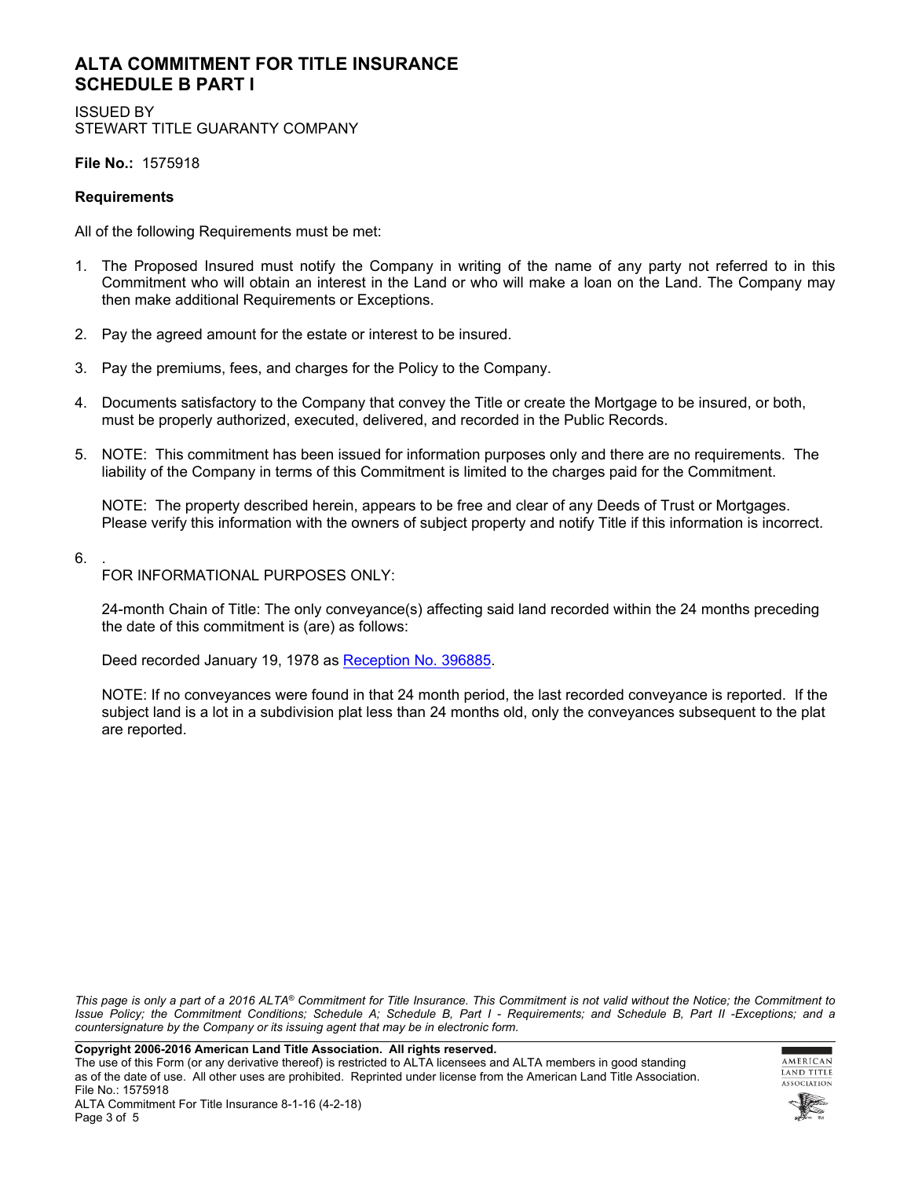# ALTA COMMITMENT FOR TITLE INSURANCE
# SCHEDULE B PART I

ISSUED BY
STEWART TITLE GUARANTY COMPANY

**File No.:** 1575918

**Requirements**

All of the following Requirements must be met:

1. The Proposed Insured must notify the Company in writing of the name of any party not referred to in this Commitment who will obtain an interest in the Land or who will make a loan on the Land. The Company may then make additional Requirements or Exceptions.

2. Pay the agreed amount for the estate or interest to be insured.

3. Pay the premiums, fees, and charges for the Policy to the Company.

4. Documents satisfactory to the Company that convey the Title or create the Mortgage to be insured, or both, must be properly authorized, executed, delivered, and recorded in the Public Records.

5. NOTE: This commitment has been issued for information purposes only and there are no requirements. The liability of the Company in terms of this Commitment is limited to the charges paid for the Commitment.

   NOTE: The property described herein, appears to be free and clear of any Deeds of Trust or Mortgages. Please verify this information with the owners of subject property and notify Title if this information is incorrect.

6. .
   FOR INFORMATIONAL PURPOSES ONLY:

   24-month Chain of Title: The only conveyance(s) affecting said land recorded within the 24 months preceding the date of this commitment is (are) as follows:

   Deed recorded January 19, 1978 as Reception No. 396885.

   NOTE: If no conveyances were found in that 24 month period, the last recorded conveyance is reported. If the subject land is a lot in a subdivision plat less than 24 months old, only the conveyances subsequent to the plat are reported.

*This page is only a part of a 2016 ALTA® Commitment for Title Insurance. This Commitment is not valid without the Notice; the Commitment to Issue Policy; the Commitment Conditions; Schedule A; Schedule B, Part I - Requirements; and Schedule B, Part II -Exceptions; and a countersignature by the Company or its issuing agent that may be in electronic form.*

**Copyright 2006-2016 American Land Title Association. All rights reserved.**
The use of this Form (or any derivative thereof) is restricted to ALTA licensees and ALTA members in good standing as of the date of use. All other uses are prohibited. Reprinted under license from the American Land Title Association.
File No.: 1575918
ALTA Commitment For Title Insurance 8-1-16 (4-2-18)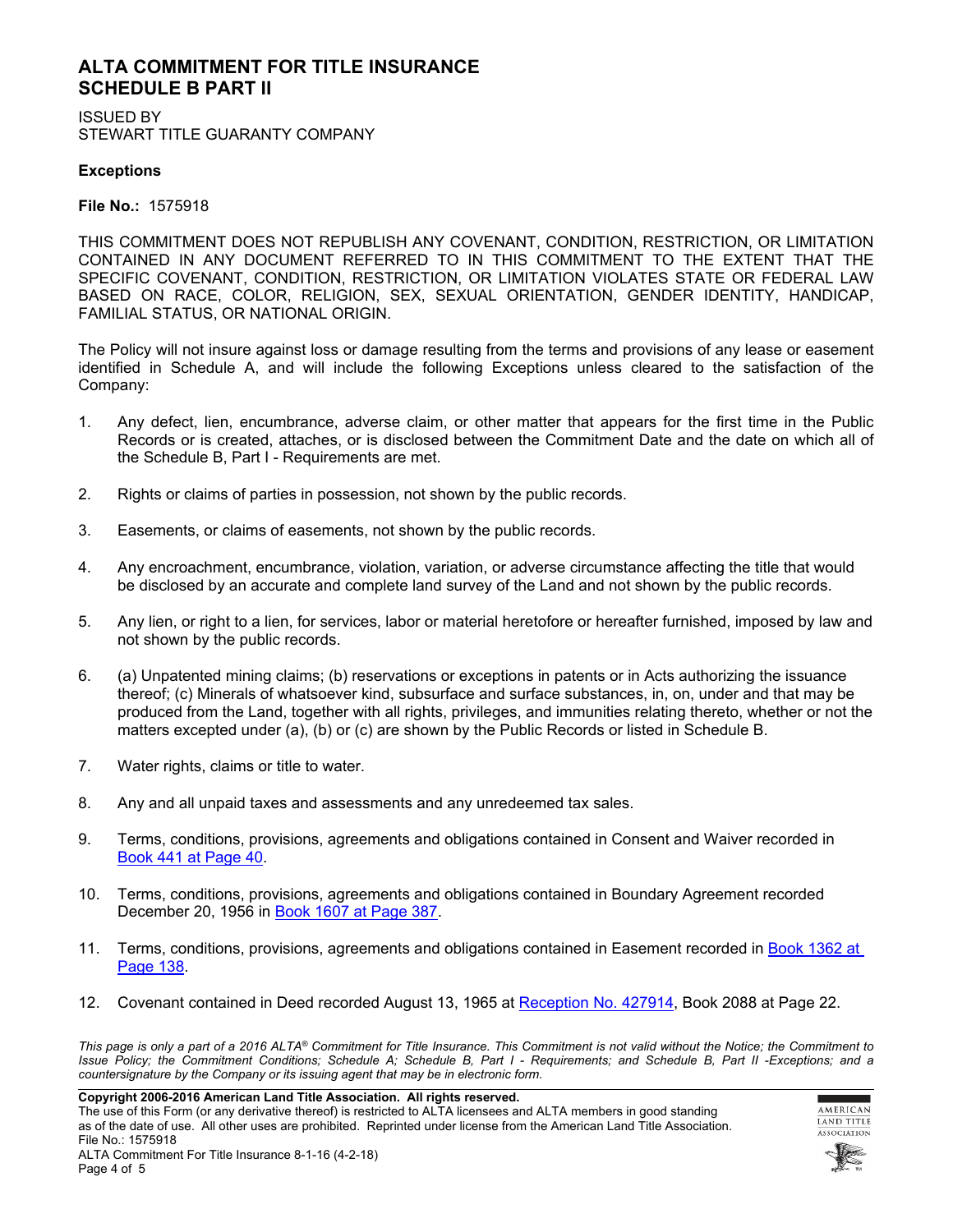# ALTA COMMITMENT FOR TITLE INSURANCE
# SCHEDULE B PART II

ISSUED BY
STEWART TITLE GUARANTY COMPANY

**Exceptions**

**File No.:** 1575918

THIS COMMITMENT DOES NOT REPUBLISH ANY COVENANT, CONDITION, RESTRICTION, OR LIMITATION CONTAINED IN ANY DOCUMENT REFERRED TO IN THIS COMMITMENT TO THE EXTENT THAT THE SPECIFIC COVENANT, CONDITION, RESTRICTION, OR LIMITATION VIOLATES STATE OR FEDERAL LAW BASED ON RACE, COLOR, RELIGION, SEX, SEXUAL ORIENTATION, GENDER IDENTITY, HANDICAP, FAMILIAL STATUS, OR NATIONAL ORIGIN.

The Policy will not insure against loss or damage resulting from the terms and provisions of any lease or easement identified in Schedule A, and will include the following Exceptions unless cleared to the satisfaction of the Company:

1. Any defect, lien, encumbrance, adverse claim, or other matter that appears for the first time in the Public Records or is created, attaches, or is disclosed between the Commitment Date and the date on which all of the Schedule B, Part I - Requirements are met.

2. Rights or claims of parties in possession, not shown by the public records.

3. Easements, or claims of easements, not shown by the public records.

4. Any encroachment, encumbrance, violation, variation, or adverse circumstance affecting the title that would be disclosed by an accurate and complete land survey of the Land and not shown by the public records.

5. Any lien, or right to a lien, for services, labor or material heretofore or hereafter furnished, imposed by law and not shown by the public records.

6. (a) Unpatented mining claims; (b) reservations or exceptions in patents or in Acts authorizing the issuance thereof; (c) Minerals of whatsoever kind, subsurface and surface substances, in, on, under and that may be produced from the Land, together with all rights, privileges, and immunities relating thereto, whether or not the matters excepted under (a), (b) or (c) are shown by the Public Records or listed in Schedule B.

7. Water rights, claims or title to water.

8. Any and all unpaid taxes and assessments and any unredeemed tax sales.

9. Terms, conditions, provisions, agreements and obligations contained in Consent and Waiver recorded in Book 441 at Page 40.

10. Terms, conditions, provisions, agreements and obligations contained in Boundary Agreement recorded December 20, 1956 in Book 1607 at Page 387.

11. Terms, conditions, provisions, agreements and obligations contained in Easement recorded in Book 1362 at Page 138.

12. Covenant contained in Deed recorded August 13, 1965 at Reception No. 427914, Book 2088 at Page 22.

*This page is only a part of a 2016 ALTA® Commitment for Title Insurance. This Commitment is not valid without the Notice; the Commitment to Issue Policy; the Commitment Conditions; Schedule A; Schedule B, Part I - Requirements; and Schedule B, Part II -Exceptions; and a countersignature by the Company or its issuing agent that may be in electronic form.*

**Copyright 2006-2016 American Land Title Association. All rights reserved.**
The use of this Form (or any derivative thereof) is restricted to ALTA licensees and ALTA members in good standing as of the date of use. All other uses are prohibited. Reprinted under license from the American Land Title Association.
File No.: 1575918
ALTA Commitment For Title Insurance 8-1-16 (4-2-18)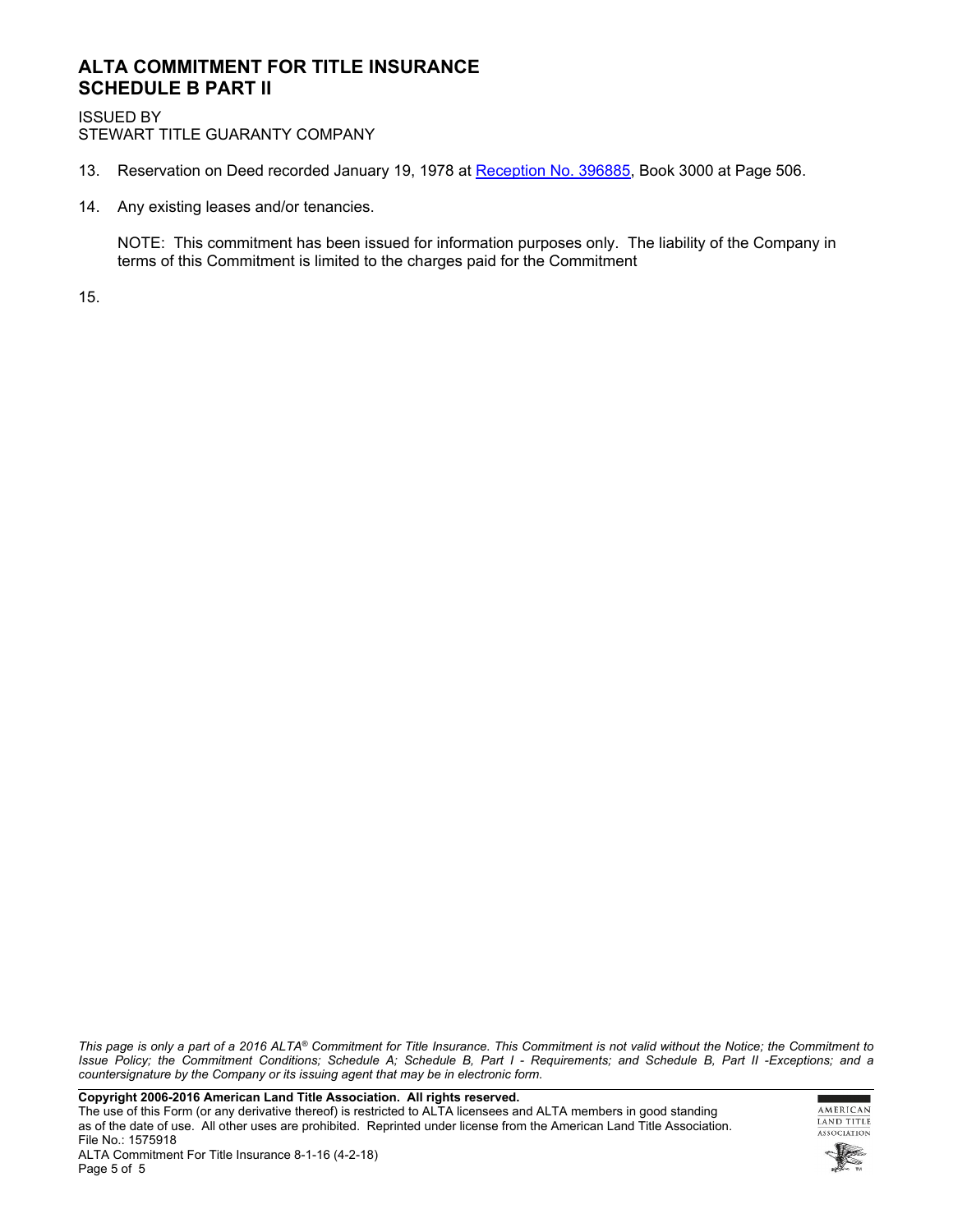# ALTA COMMITMENT FOR TITLE INSURANCE
# SCHEDULE B PART II

ISSUED BY
STEWART TITLE GUARANTY COMPANY

13. Reservation on Deed recorded January 19, 1978 at Reception No. 396885, Book 3000 at Page 506.

14. Any existing leases and/or tenancies.

    NOTE: This commitment has been issued for information purposes only. The liability of the Company in terms of this Commitment is limited to the charges paid for the Commitment

15.

*This page is only a part of a 2016 ALTA® Commitment for Title Insurance. This Commitment is not valid without the Notice; the Commitment to Issue Policy; the Commitment Conditions; Schedule A; Schedule B, Part I - Requirements; and Schedule B, Part II -Exceptions; and a countersignature by the Company or its issuing agent that may be in electronic form.*

**Copyright 2006-2016 American Land Title Association. All rights reserved.**
The use of this Form (or any derivative thereof) is restricted to ALTA licensees and ALTA members in good standing as of the date of use. All other uses are prohibited. Reprinted under license from the American Land Title Association.
File No.: 1575918
ALTA Commitment For Title Insurance 8-1-16 (4-2-18)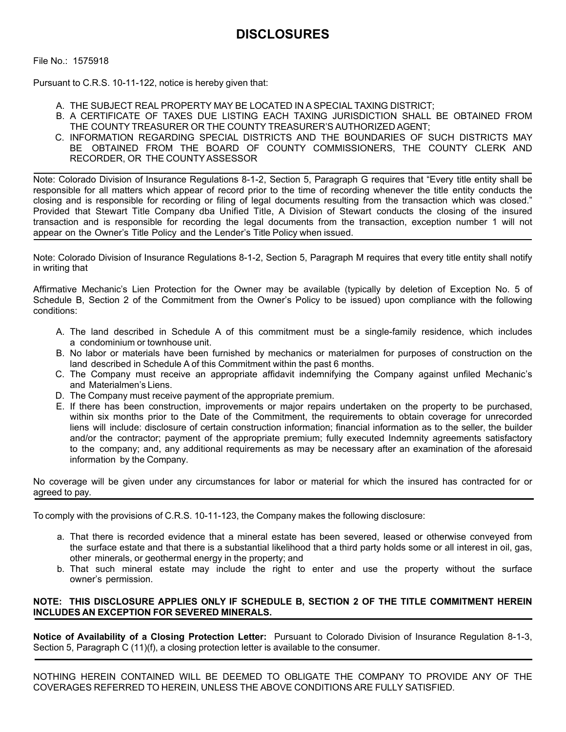# DISCLOSURES

File No.: 1575918

Pursuant to C.R.S. 10-11-122, notice is hereby given that:

A. THE SUBJECT REAL PROPERTY MAY BE LOCATED IN A SPECIAL TAXING DISTRICT;
B. A CERTIFICATE OF TAXES DUE LISTING EACH TAXING JURISDICTION SHALL BE OBTAINED FROM THE COUNTY TREASURER OR THE COUNTY TREASURER'S AUTHORIZED AGENT;
C. INFORMATION REGARDING SPECIAL DISTRICTS AND THE BOUNDARIES OF SUCH DISTRICTS MAY BE OBTAINED FROM THE BOARD OF COUNTY COMMISSIONERS, THE COUNTY CLERK AND RECORDER, OR THE COUNTY ASSESSOR

---

Note: Colorado Division of Insurance Regulations 8-1-2, Section 5, Paragraph G requires that "Every title entity shall be responsible for all matters which appear of record prior to the time of recording whenever the title entity conducts the closing and is responsible for recording or filing of legal documents resulting from the transaction which was closed." Provided that Stewart Title Company dba Unified Title, A Division of Stewart conducts the closing of the insured transaction and is responsible for recording the legal documents from the transaction, exception number 1 will not appear on the Owner's Title Policy and the Lender's Title Policy when issued.

---

Note: Colorado Division of Insurance Regulations 8-1-2, Section 5, Paragraph M requires that every title entity shall notify in writing that

Affirmative Mechanic's Lien Protection for the Owner may be available (typically by deletion of Exception No. 5 of Schedule B, Section 2 of the Commitment from the Owner's Policy to be issued) upon compliance with the following conditions:

A. The land described in Schedule A of this commitment must be a single-family residence, which includes a condominium or townhouse unit.
B. No labor or materials have been furnished by mechanics or materialmen for purposes of construction on the land described in Schedule A of this Commitment within the past 6 months.
C. The Company must receive an appropriate affidavit indemnifying the Company against unfiled Mechanic's and Materialmen's Liens.
D. The Company must receive payment of the appropriate premium.
E. If there has been construction, improvements or major repairs undertaken on the property to be purchased, within six months prior to the Date of the Commitment, the requirements to obtain coverage for unrecorded liens will include: disclosure of certain construction information; financial information as to the seller, the builder and/or the contractor; payment of the appropriate premium; fully executed Indemnity agreements satisfactory to the company; and, any additional requirements as may be necessary after an examination of the aforesaid information by the Company.

No coverage will be given under any circumstances for labor or material for which the insured has contracted for or agreed to pay.

---

To comply with the provisions of C.R.S. 10-11-123, the Company makes the following disclosure:

a. That there is recorded evidence that a mineral estate has been severed, leased or otherwise conveyed from the surface estate and that there is a substantial likelihood that a third party holds some or all interest in oil, gas, other minerals, or geothermal energy in the property; and
b. That such mineral estate may include the right to enter and use the property without the surface owner's permission.

**NOTE: THIS DISCLOSURE APPLIES ONLY IF SCHEDULE B, SECTION 2 OF THE TITLE COMMITMENT HEREIN INCLUDES AN EXCEPTION FOR SEVERED MINERALS.**

---

**Notice of Availability of a Closing Protection Letter:** Pursuant to Colorado Division of Insurance Regulation 8-1-3, Section 5, Paragraph C (11)(f), a closing protection letter is available to the consumer.

---

NOTHING HEREIN CONTAINED WILL BE DEEMED TO OBLIGATE THE COMPANY TO PROVIDE ANY OF THE COVERAGES REFERRED TO HEREIN, UNLESS THE ABOVE CONDITIONS ARE FULLY SATISFIED.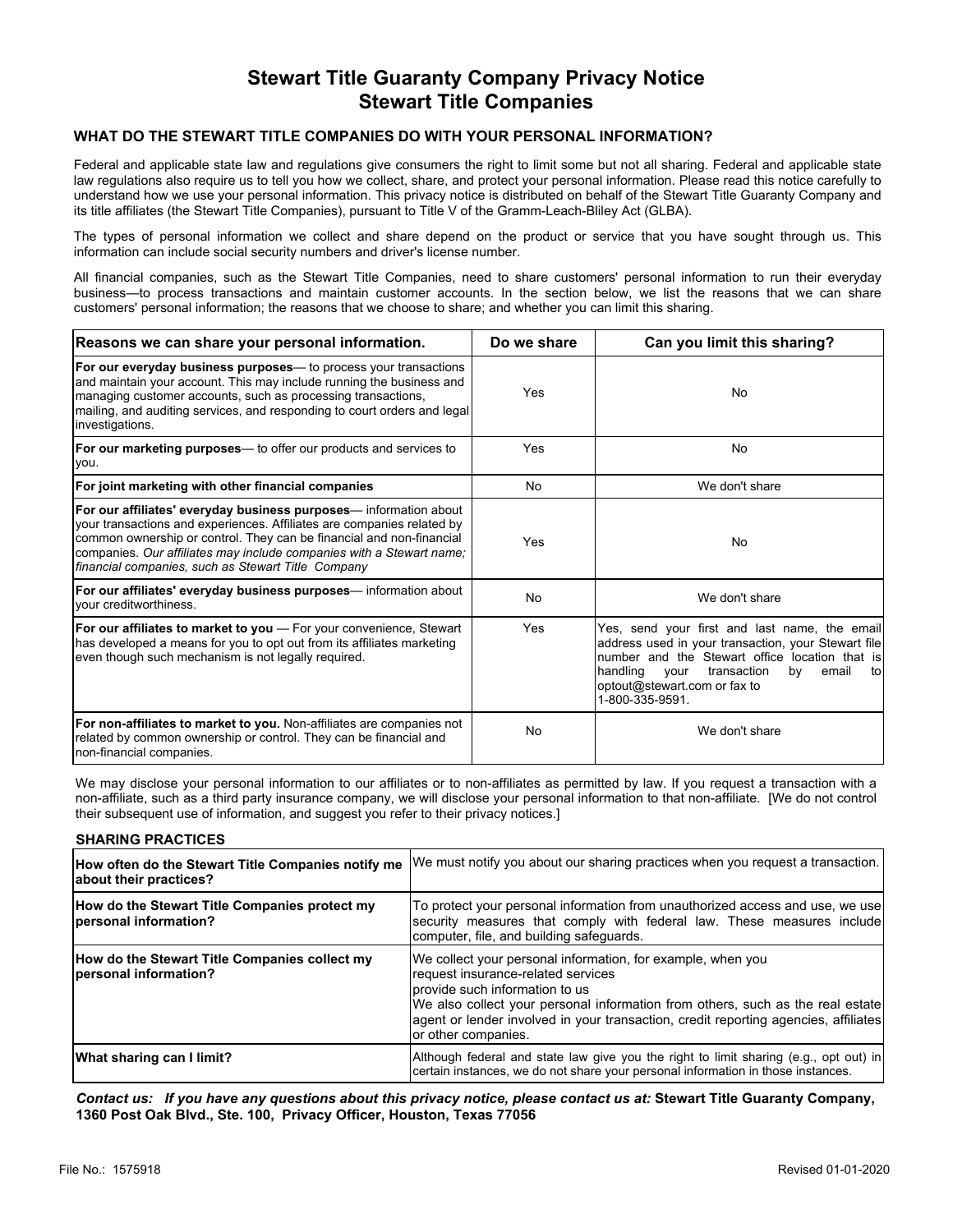# Stewart Title Guaranty Company Privacy Notice
# Stewart Title Companies

### WHAT DO THE STEWART TITLE COMPANIES DO WITH YOUR PERSONAL INFORMATION?

Federal and applicable state law and regulations give consumers the right to limit some but not all sharing. Federal and applicable state law regulations also require us to tell you how we collect, share, and protect your personal information. Please read this notice carefully to understand how we use your personal information. This privacy notice is distributed on behalf of the Stewart Title Guaranty Company and its title affiliates (the Stewart Title Companies), pursuant to Title V of the Gramm-Leach-Bliley Act (GLBA).

The types of personal information we collect and share depend on the product or service that you have sought through us. This information can include social security numbers and driver's license number.

All financial companies, such as the Stewart Title Companies, need to share customers' personal information to run their everyday business—to process transactions and maintain customer accounts. In the section below, we list the reasons that we can share customers' personal information; the reasons that we choose to share; and whether you can limit this sharing.

| Reasons we can share your personal information. | Do we share | Can you limit this sharing? |
|---|---|---|
| **For our everyday business purposes**— to process your transactions and maintain your account. This may include running the business and managing customer accounts, such as processing transactions, mailing, and auditing services, and responding to court orders and legal investigations. | Yes | No |
| **For our marketing purposes**— to offer our products and services to you. | Yes | No |
| **For joint marketing with other financial companies** | No | We don't share |
| **For our affiliates' everyday business purposes**— information about your transactions and experiences. Affiliates are companies related by common ownership or control. They can be financial and non-financial companies. *Our affiliates may include companies with a Stewart name; financial companies, such as Stewart Title Company* | Yes | No |
| **For our affiliates' everyday business purposes**— information about your creditworthiness. | No | We don't share |
| **For our affiliates to market to you** — For your convenience, Stewart has developed a means for you to opt out from its affiliates marketing even though such mechanism is not legally required. | Yes | Yes, send your first and last name, the email address used in your transaction, your Stewart file number and the Stewart office location that is handling your transaction by email to optout@stewart.com or fax to 1-800-335-9591. |
| **For non-affiliates to market to you.** Non-affiliates are companies not related by common ownership or control. They can be financial and non-financial companies. | No | We don't share |

We may disclose your personal information to our affiliates or to non-affiliates as permitted by law. If you request a transaction with a non-affiliate, such as a third party insurance company, we will disclose your personal information to that non-affiliate. [We do not control their subsequent use of information, and suggest you refer to their privacy notices.]

### SHARING PRACTICES

| | |
|---|---|
| **How often do the Stewart Title Companies notify me about their practices?** | We must notify you about our sharing practices when you request a transaction. |
| **How do the Stewart Title Companies protect my personal information?** | To protect your personal information from unauthorized access and use, we use security measures that comply with federal law. These measures include computer, file, and building safeguards. |
| **How do the Stewart Title Companies collect my personal information?** | We collect your personal information, for example, when you request insurance-related services provide such information to us We also collect your personal information from others, such as the real estate agent or lender involved in your transaction, credit reporting agencies, affiliates or other companies. |
| **What sharing can I limit?** | Although federal and state law give you the right to limit sharing (e.g., opt out) in certain instances, we do not share your personal information in those instances. |

***Contact us: If you have any questions about this privacy notice, please contact us at:*** **Stewart Title Guaranty Company, 1360 Post Oak Blvd., Ste. 100, Privacy Officer, Houston, Texas 77056**

File No.: 1575918

Revised 01-01-2020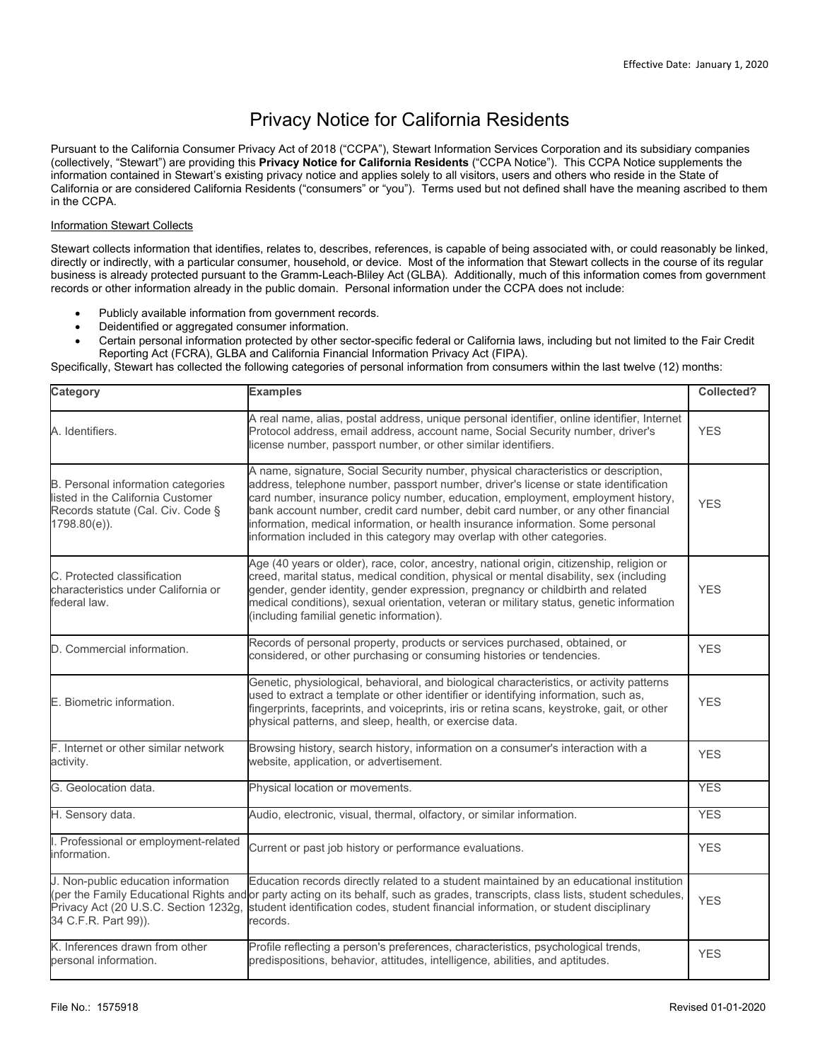Effective Date: January 1, 2020

# Privacy Notice for California Residents

Pursuant to the California Consumer Privacy Act of 2018 ("CCPA"), Stewart Information Services Corporation and its subsidiary companies (collectively, "Stewart") are providing this **Privacy Notice for California Residents** ("CCPA Notice"). This CCPA Notice supplements the information contained in Stewart's existing privacy notice and applies solely to all visitors, users and others who reside in the State of California or are considered California Residents ("consumers" or "you"). Terms used but not defined shall have the meaning ascribed to them in the CCPA.

## Information Stewart Collects

Stewart collects information that identifies, relates to, describes, references, is capable of being associated with, or could reasonably be linked, directly or indirectly, with a particular consumer, household, or device. Most of the information that Stewart collects in the course of its regular business is already protected pursuant to the Gramm-Leach-Bliley Act (GLBA). Additionally, much of this information comes from government records or other information already in the public domain. Personal information under the CCPA does not include:

- Publicly available information from government records.
- Deidentified or aggregated consumer information.
- Certain personal information protected by other sector-specific federal or California laws, including but not limited to the Fair Credit Reporting Act (FCRA), GLBA and California Financial Information Privacy Act (FIPA).

Specifically, Stewart has collected the following categories of personal information from consumers within the last twelve (12) months:

| Category | Examples | Collected? |
|---|---|---|
| A. Identifiers. | A real name, alias, postal address, unique personal identifier, online identifier, Internet Protocol address, email address, account name, Social Security number, driver's license number, passport number, or other similar identifiers. | YES |
| B. Personal information categories listed in the California Customer Records statute (Cal. Civ. Code § 1798.80(e)). | A name, signature, Social Security number, physical characteristics or description, address, telephone number, passport number, driver's license or state identification card number, insurance policy number, education, employment, employment history, bank account number, credit card number, debit card number, or any other financial information, medical information, or health insurance information. Some personal information included in this category may overlap with other categories. | YES |
| C. Protected classification characteristics under California or federal law. | Age (40 years or older), race, color, ancestry, national origin, citizenship, religion or creed, marital status, medical condition, physical or mental disability, sex (including gender, gender identity, gender expression, pregnancy or childbirth and related medical conditions), sexual orientation, veteran or military status, genetic information (including familial genetic information). | YES |
| D. Commercial information. | Records of personal property, products or services purchased, obtained, or considered, or other purchasing or consuming histories or tendencies. | YES |
| E. Biometric information. | Genetic, physiological, behavioral, and biological characteristics, or activity patterns used to extract a template or other identifier or identifying information, such as, fingerprints, faceprints, and voiceprints, iris or retina scans, keystroke, gait, or other physical patterns, and sleep, health, or exercise data. | YES |
| F. Internet or other similar network activity. | Browsing history, search history, information on a consumer's interaction with a website, application, or advertisement. | YES |
| G. Geolocation data. | Physical location or movements. | YES |
| H. Sensory data. | Audio, electronic, visual, thermal, olfactory, or similar information. | YES |
| I. Professional or employment-related information. | Current or past job history or performance evaluations. | YES |
| J. Non-public education information (per the Family Educational Rights and Privacy Act (20 U.S.C. Section 1232g, 34 C.F.R. Part 99)). | Education records directly related to a student maintained by an educational institution or party acting on its behalf, such as grades, transcripts, class lists, student schedules, student identification codes, student financial information, or student disciplinary records. | YES |
| K. Inferences drawn from other personal information. | Profile reflecting a person's preferences, characteristics, psychological trends, predispositions, behavior, attitudes, intelligence, abilities, and aptitudes. | YES |

File No.: 1575918

Revised 01-01-2020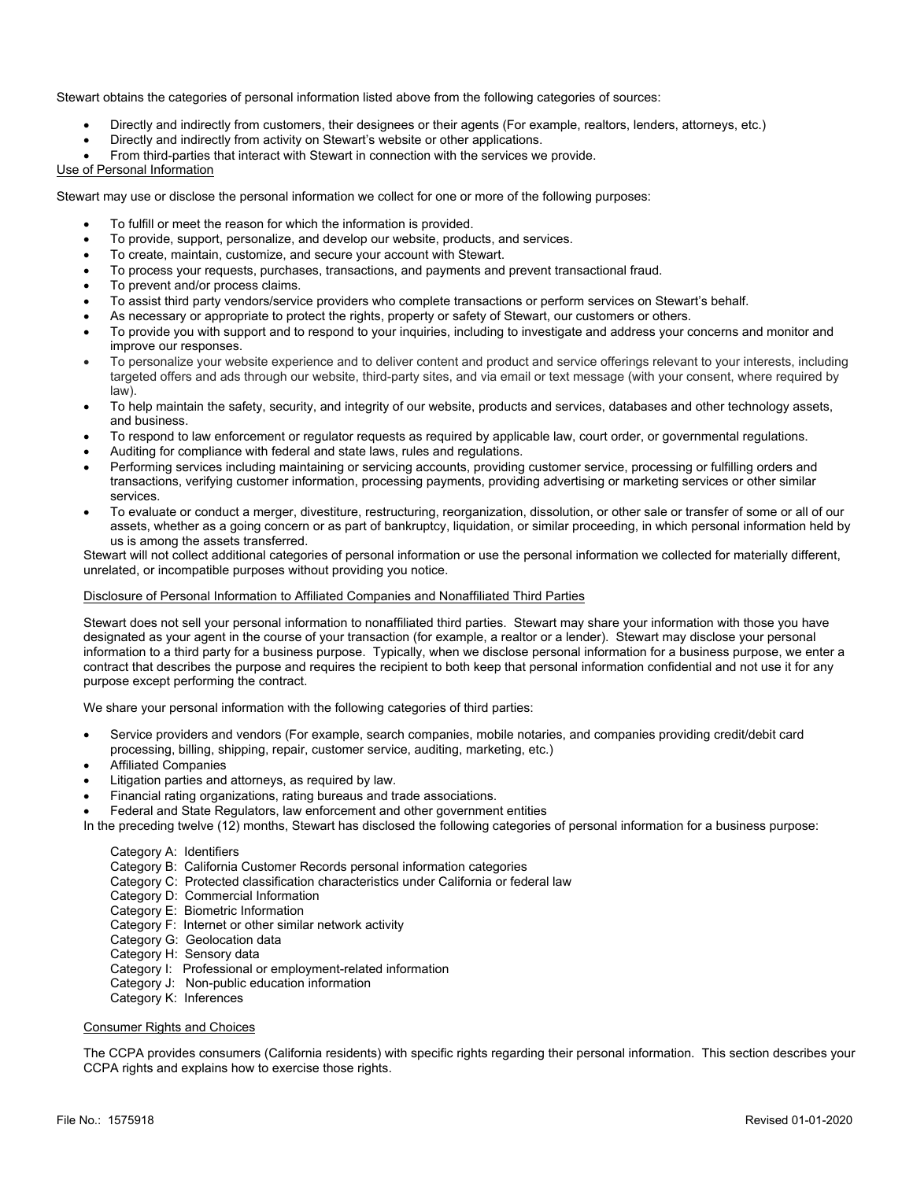Stewart obtains the categories of personal information listed above from the following categories of sources:

- Directly and indirectly from customers, their designees or their agents (For example, realtors, lenders, attorneys, etc.)
- Directly and indirectly from activity on Stewart's website or other applications.
- From third-parties that interact with Stewart in connection with the services we provide.

Use of Personal Information

Stewart may use or disclose the personal information we collect for one or more of the following purposes:

- To fulfill or meet the reason for which the information is provided.
- To provide, support, personalize, and develop our website, products, and services.
- To create, maintain, customize, and secure your account with Stewart.
- To process your requests, purchases, transactions, and payments and prevent transactional fraud.
- To prevent and/or process claims.
- To assist third party vendors/service providers who complete transactions or perform services on Stewart's behalf.
- As necessary or appropriate to protect the rights, property or safety of Stewart, our customers or others.
- To provide you with support and to respond to your inquiries, including to investigate and address your concerns and monitor and improve our responses.
- To personalize your website experience and to deliver content and product and service offerings relevant to your interests, including targeted offers and ads through our website, third-party sites, and via email or text message (with your consent, where required by law).
- To help maintain the safety, security, and integrity of our website, products and services, databases and other technology assets, and business.
- To respond to law enforcement or regulator requests as required by applicable law, court order, or governmental regulations.
- Auditing for compliance with federal and state laws, rules and regulations.
- Performing services including maintaining or servicing accounts, providing customer service, processing or fulfilling orders and transactions, verifying customer information, processing payments, providing advertising or marketing services or other similar services.
- To evaluate or conduct a merger, divestiture, restructuring, reorganization, dissolution, or other sale or transfer of some or all of our assets, whether as a going concern or as part of bankruptcy, liquidation, or similar proceeding, in which personal information held by us is among the assets transferred.

Stewart will not collect additional categories of personal information or use the personal information we collected for materially different, unrelated, or incompatible purposes without providing you notice.

Disclosure of Personal Information to Affiliated Companies and Nonaffiliated Third Parties

Stewart does not sell your personal information to nonaffiliated third parties. Stewart may share your information with those you have designated as your agent in the course of your transaction (for example, a realtor or a lender). Stewart may disclose your personal information to a third party for a business purpose. Typically, when we disclose personal information for a business purpose, we enter a contract that describes the purpose and requires the recipient to both keep that personal information confidential and not use it for any purpose except performing the contract.

We share your personal information with the following categories of third parties:

- Service providers and vendors (For example, search companies, mobile notaries, and companies providing credit/debit card processing, billing, shipping, repair, customer service, auditing, marketing, etc.)
- Affiliated Companies
- Litigation parties and attorneys, as required by law.
- Financial rating organizations, rating bureaus and trade associations.
- Federal and State Regulators, law enforcement and other government entities

In the preceding twelve (12) months, Stewart has disclosed the following categories of personal information for a business purpose:

Category A: Identifiers
Category B: California Customer Records personal information categories
Category C: Protected classification characteristics under California or federal law
Category D: Commercial Information
Category E: Biometric Information
Category F: Internet or other similar network activity
Category G: Geolocation data
Category H: Sensory data
Category I: Professional or employment-related information
Category J: Non-public education information
Category K: Inferences

Consumer Rights and Choices

The CCPA provides consumers (California residents) with specific rights regarding their personal information. This section describes your CCPA rights and explains how to exercise those rights.

File No.: 1575918 Revised 01-01-2020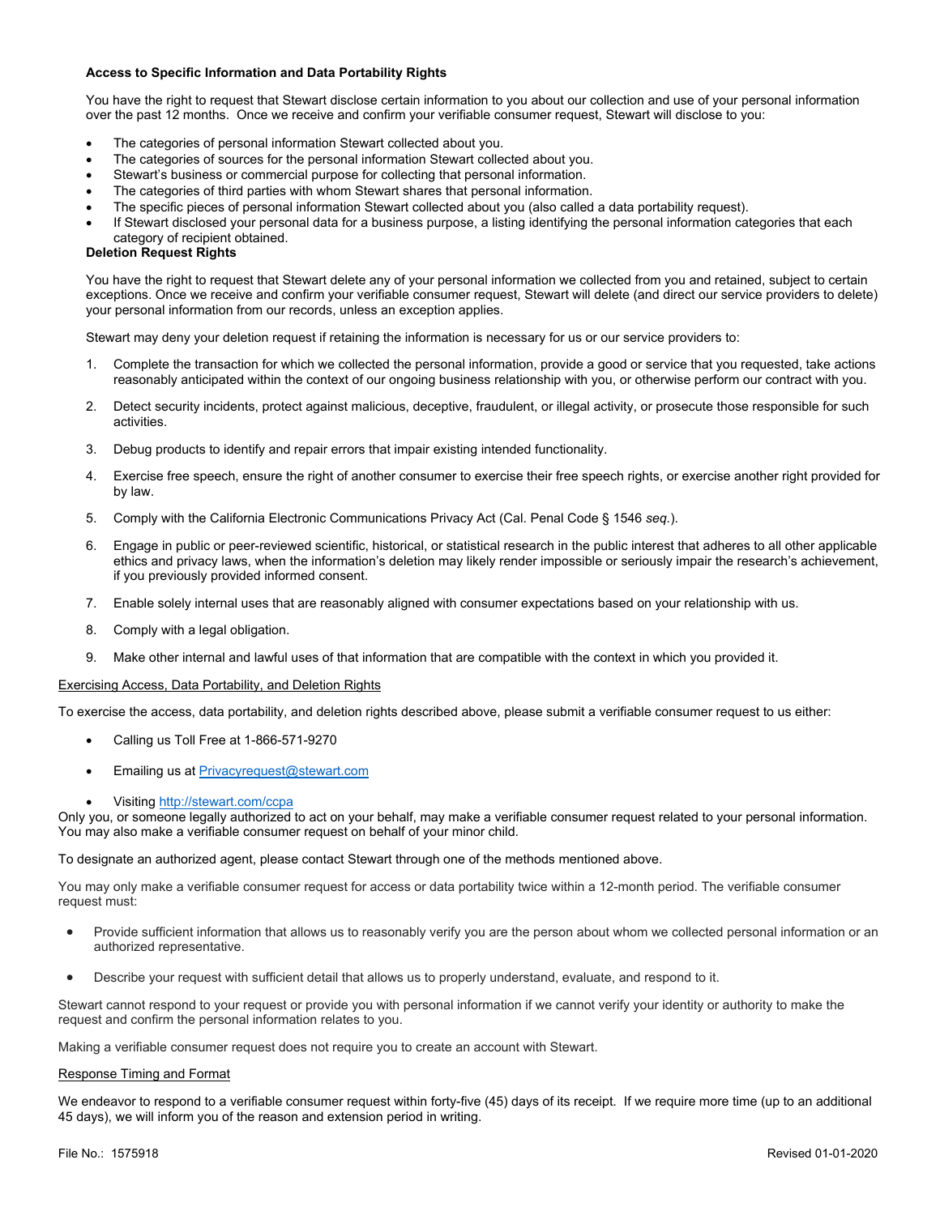**Access to Specific Information and Data Portability Rights**

You have the right to request that Stewart disclose certain information to you about our collection and use of your personal information over the past 12 months. Once we receive and confirm your verifiable consumer request, Stewart will disclose to you:

- The categories of personal information Stewart collected about you.
- The categories of sources for the personal information Stewart collected about you.
- Stewart's business or commercial purpose for collecting that personal information.
- The categories of third parties with whom Stewart shares that personal information.
- The specific pieces of personal information Stewart collected about you (also called a data portability request).
- If Stewart disclosed your personal data for a business purpose, a listing identifying the personal information categories that each category of recipient obtained.

**Deletion Request Rights**

You have the right to request that Stewart delete any of your personal information we collected from you and retained, subject to certain exceptions. Once we receive and confirm your verifiable consumer request, Stewart will delete (and direct our service providers to delete) your personal information from our records, unless an exception applies.

Stewart may deny your deletion request if retaining the information is necessary for us or our service providers to:

1. Complete the transaction for which we collected the personal information, provide a good or service that you requested, take actions reasonably anticipated within the context of our ongoing business relationship with you, or otherwise perform our contract with you.
2. Detect security incidents, protect against malicious, deceptive, fraudulent, or illegal activity, or prosecute those responsible for such activities.
3. Debug products to identify and repair errors that impair existing intended functionality.
4. Exercise free speech, ensure the right of another consumer to exercise their free speech rights, or exercise another right provided for by law.
5. Comply with the California Electronic Communications Privacy Act (Cal. Penal Code § 1546 *seq.*).
6. Engage in public or peer-reviewed scientific, historical, or statistical research in the public interest that adheres to all other applicable ethics and privacy laws, when the information's deletion may likely render impossible or seriously impair the research's achievement, if you previously provided informed consent.
7. Enable solely internal uses that are reasonably aligned with consumer expectations based on your relationship with us.
8. Comply with a legal obligation.
9. Make other internal and lawful uses of that information that are compatible with the context in which you provided it.

<u>Exercising Access, Data Portability, and Deletion Rights</u>

To exercise the access, data portability, and deletion rights described above, please submit a verifiable consumer request to us either:

- Calling us Toll Free at 1-866-571-9270
- Emailing us at Privacyrequest@stewart.com
- Visiting http://stewart.com/ccpa

Only you, or someone legally authorized to act on your behalf, may make a verifiable consumer request related to your personal information. You may also make a verifiable consumer request on behalf of your minor child.

To designate an authorized agent, please contact Stewart through one of the methods mentioned above.

You may only make a verifiable consumer request for access or data portability twice within a 12-month period. The verifiable consumer request must:

- Provide sufficient information that allows us to reasonably verify you are the person about whom we collected personal information or an authorized representative.
- Describe your request with sufficient detail that allows us to properly understand, evaluate, and respond to it.

Stewart cannot respond to your request or provide you with personal information if we cannot verify your identity or authority to make the request and confirm the personal information relates to you.

Making a verifiable consumer request does not require you to create an account with Stewart.

<u>Response Timing and Format</u>

We endeavor to respond to a verifiable consumer request within forty-five (45) days of its receipt. If we require more time (up to an additional 45 days), we will inform you of the reason and extension period in writing.

File No.: 1575918 Revised 01-01-2020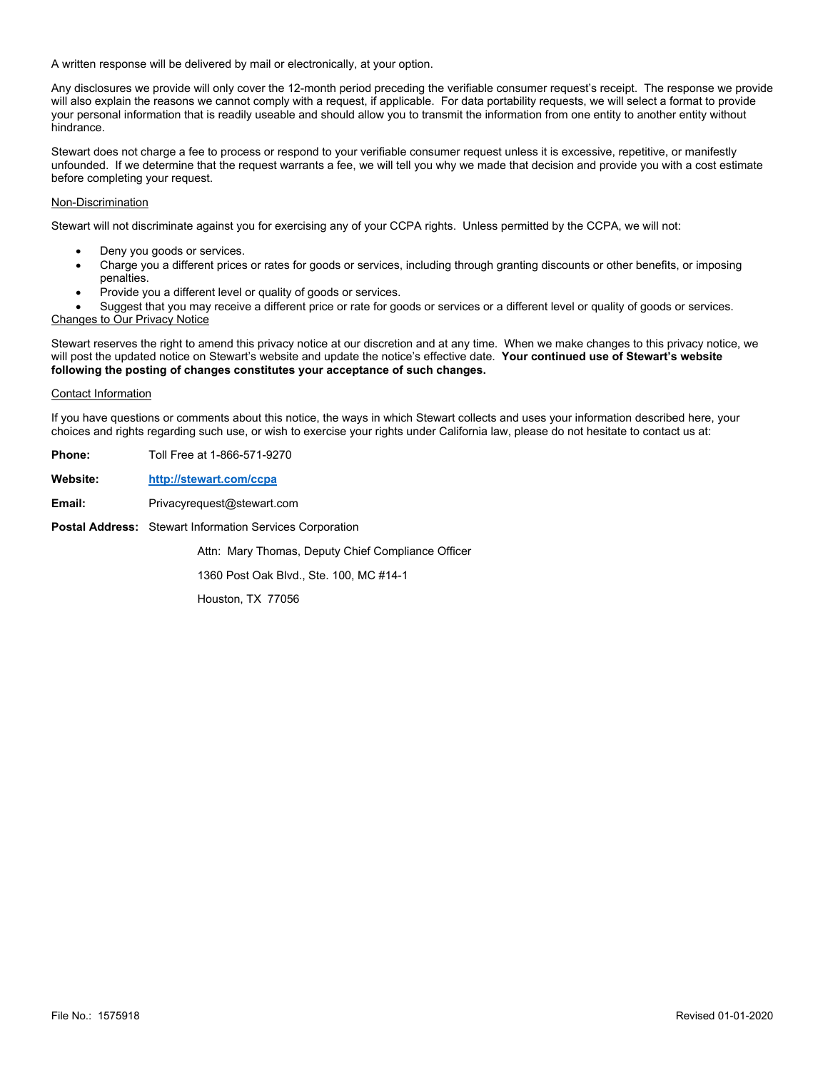A written response will be delivered by mail or electronically, at your option.

Any disclosures we provide will only cover the 12-month period preceding the verifiable consumer request's receipt. The response we provide will also explain the reasons we cannot comply with a request, if applicable. For data portability requests, we will select a format to provide your personal information that is readily useable and should allow you to transmit the information from one entity to another entity without hindrance.

Stewart does not charge a fee to process or respond to your verifiable consumer request unless it is excessive, repetitive, or manifestly unfounded. If we determine that the request warrants a fee, we will tell you why we made that decision and provide you with a cost estimate before completing your request.

Non-Discrimination

Stewart will not discriminate against you for exercising any of your CCPA rights. Unless permitted by the CCPA, we will not:

- Deny you goods or services.
- Charge you a different prices or rates for goods or services, including through granting discounts or other benefits, or imposing penalties.
- Provide you a different level or quality of goods or services.
- Suggest that you may receive a different price or rate for goods or services or a different level or quality of goods or services.

Changes to Our Privacy Notice

Stewart reserves the right to amend this privacy notice at our discretion and at any time. When we make changes to this privacy notice, we will post the updated notice on Stewart's website and update the notice's effective date. **Your continued use of Stewart's website following the posting of changes constitutes your acceptance of such changes.**

Contact Information

If you have questions or comments about this notice, the ways in which Stewart collects and uses your information described here, your choices and rights regarding such use, or wish to exercise your rights under California law, please do not hesitate to contact us at:

**Phone:** Toll Free at 1-866-571-9270

**Website:** **http://stewart.com/ccpa**

**Email:** Privacyrequest@stewart.com

**Postal Address:** Stewart Information Services Corporation

Attn: Mary Thomas, Deputy Chief Compliance Officer

1360 Post Oak Blvd., Ste. 100, MC #14-1

Houston, TX 77056

File No.: 1575918

Revised 01-01-2020